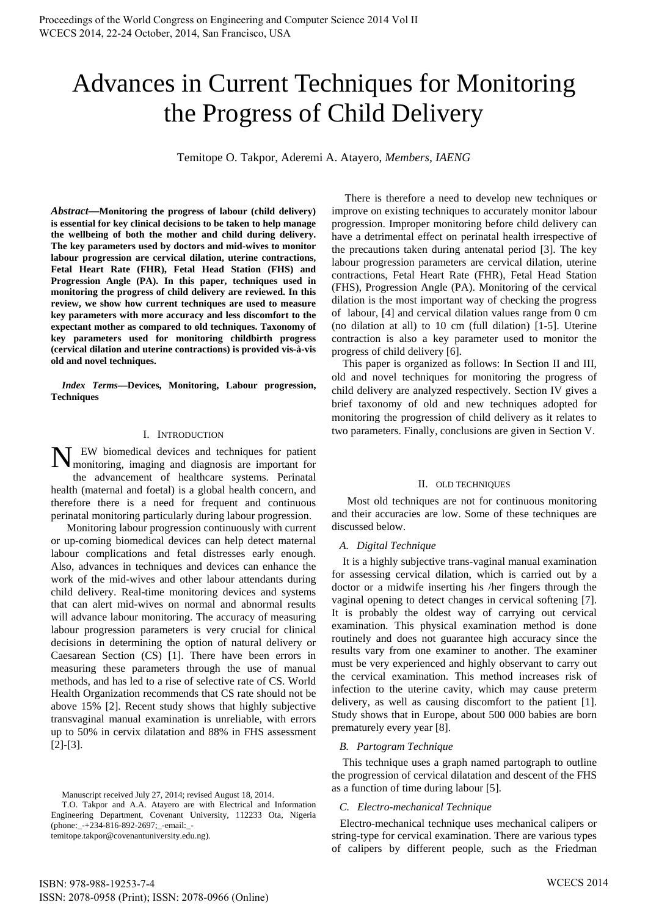# Advances in Current Techniques for Monitoring the Progress of Child Delivery

Temitope O. Takpor, Aderemi A. Atayero, *Members, IAENG*

***Abstract*—Monitoring the progress of labour (child delivery) is essential for key clinical decisions to be taken to help manage the wellbeing of both the mother and child during delivery. The key parameters used by doctors and mid-wives to monitor labour progression are cervical dilation, uterine contractions, Fetal Heart Rate (FHR), Fetal Head Station (FHS) and Progression Angle (PA). In this paper, techniques used in monitoring the progress of child delivery are reviewed. In this review, we show how current techniques are used to measure key parameters with more accuracy and less discomfort to the expectant mother as compared to old techniques. Taxonomy of key parameters used for monitoring childbirth progress (cervical dilation and uterine contractions) is provided vis-à-vis old and novel techniques.**

***Index Terms*—Devices, Monitoring, Labour progression, Techniques**

## I. Introduction

New biomedical devices and techniques for patient monitoring, imaging and diagnosis are important for the advancement of healthcare systems. Perinatal health (maternal and foetal) is a global health concern, and therefore there is a need for frequent and continuous perinatal monitoring particularly during labour progression.

Monitoring labour progression continuously with current or up-coming biomedical devices can help detect maternal labour complications and fetal distresses early enough. Also, advances in techniques and devices can enhance the work of the mid-wives and other labour attendants during child delivery. Real-time monitoring devices and systems that can alert mid-wives on normal and abnormal results will advance labour monitoring. The accuracy of measuring labour progression parameters is very crucial for clinical decisions in determining the option of natural delivery or Caesarean Section (CS) [1]. There have been errors in measuring these parameters through the use of manual methods, and has led to a rise of selective rate of CS. World Health Organization recommends that CS rate should not be above 15% [2]. Recent study shows that highly subjective transvaginal manual examination is unreliable, with errors up to 50% in cervix dilatation and 88% in FHS assessment [2]-[3].

There is therefore a need to develop new techniques or improve on existing techniques to accurately monitor labour progression. Improper monitoring before child delivery can have a detrimental effect on perinatal health irrespective of the precautions taken during antenatal period [3]. The key labour progression parameters are cervical dilation, uterine contractions, Fetal Heart Rate (FHR), Fetal Head Station (FHS), Progression Angle (PA). Monitoring of the cervical dilation is the most important way of checking the progress of labour, [4] and cervical dilation values range from 0 cm (no dilation at all) to 10 cm (full dilation) [1-5]. Uterine contraction is also a key parameter used to monitor the progress of child delivery [6].

This paper is organized as follows: In Section II and III, old and novel techniques for monitoring the progress of child delivery are analyzed respectively. Section IV gives a brief taxonomy of old and new techniques adopted for monitoring the progression of child delivery as it relates to two parameters. Finally, conclusions are given in Section V.

## II. Old Techniques

Most old techniques are not for continuous monitoring and their accuracies are low. Some of these techniques are discussed below.

### A. Digital Technique

It is a highly subjective trans-vaginal manual examination for assessing cervical dilation, which is carried out by a doctor or a midwife inserting his /her fingers through the vaginal opening to detect changes in cervical softening [7]. It is probably the oldest way of carrying out cervical examination. This physical examination method is done routinely and does not guarantee high accuracy since the results vary from one examiner to another. The examiner must be very experienced and highly observant to carry out the cervical examination. This method increases risk of infection to the uterine cavity, which may cause preterm delivery, as well as causing discomfort to the patient [1]. Study shows that in Europe, about 500 000 babies are born prematurely every year [8].

### B. Partogram Technique

This technique uses a graph named partograph to outline the progression of cervical dilatation and descent of the FHS as a function of time during labour [5].

### C. Electro-mechanical Technique

Electro-mechanical technique uses mechanical calipers or string-type for cervical examination. There are various types of calipers by different people, such as the Friedman

Manuscript received July 27, 2014; revised August 18, 2014.

T.O. Takpor and A.A. Atayero are with Electrical and Information Engineering Department, Covenant University, 112233 Ota, Nigeria (phone:_+234-816-892-2697;_-email:_-temitope.takpor@covenantuniversity.edu.ng).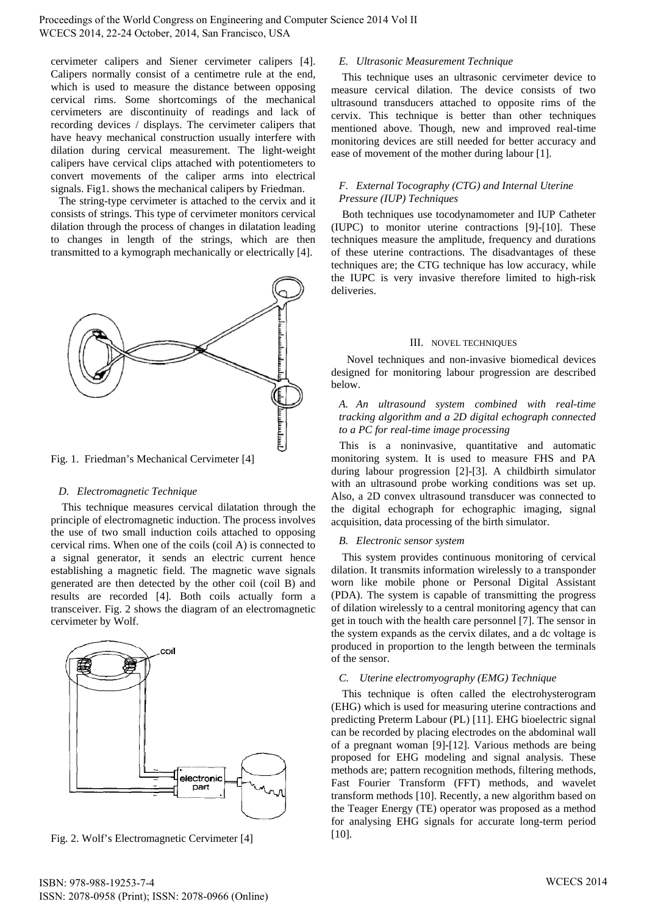cervimeter calipers and Siener cervimeter calipers [4]. Calipers normally consist of a centimetre rule at the end, which is used to measure the distance between opposing cervical rims. Some shortcomings of the mechanical cervimeters are discontinuity of readings and lack of recording devices / displays. The cervimeter calipers that have heavy mechanical construction usually interfere with dilation during cervical measurement. The light-weight calipers have cervical clips attached with potentiometers to convert movements of the caliper arms into electrical signals. Fig1. shows the mechanical calipers by Friedman.

The string-type cervimeter is attached to the cervix and it consists of strings. This type of cervimeter monitors cervical dilation through the process of changes in dilatation leading to changes in length of the strings, which are then transmitted to a kymograph mechanically or electrically [4].

Fig. 1. Friedman's Mechanical Cervimeter [4]

### *D. Electromagnetic Technique*

This technique measures cervical dilatation through the principle of electromagnetic induction. The process involves the use of two small induction coils attached to opposing cervical rims. When one of the coils (coil A) is connected to a signal generator, it sends an electric current hence establishing a magnetic field. The magnetic wave signals generated are then detected by the other coil (coil B) and results are recorded [4]. Both coils actually form a transceiver. Fig. 2 shows the diagram of an electromagnetic cervimeter by Wolf.

Fig. 2. Wolf's Electromagnetic Cervimeter [4]

### *E. Ultrasonic Measurement Technique*

This technique uses an ultrasonic cervimeter device to measure cervical dilation. The device consists of two ultrasound transducers attached to opposite rims of the cervix. This technique is better than other techniques mentioned above. Though, new and improved real-time monitoring devices are still needed for better accuracy and ease of movement of the mother during labour [1].

### *F. External Tocography (CTG) and Internal Uterine Pressure (IUP) Techniques*

Both techniques use tocodynamometer and IUP Catheter (IUPC) to monitor uterine contractions [9]-[10]. These techniques measure the amplitude, frequency and durations of these uterine contractions. The disadvantages of these techniques are; the CTG technique has low accuracy, while the IUPC is very invasive therefore limited to high-risk deliveries.

## III. NOVEL TECHNIQUES

Novel techniques and non-invasive biomedical devices designed for monitoring labour progression are described below.

### *A. An ultrasound system combined with real-time tracking algorithm and a 2D digital echograph connected to a PC for real-time image processing*

This is a noninvasive, quantitative and automatic monitoring system. It is used to measure FHS and PA during labour progression [2]-[3]. A childbirth simulator with an ultrasound probe working conditions was set up. Also, a 2D convex ultrasound transducer was connected to the digital echograph for echographic imaging, signal acquisition, data processing of the birth simulator.

### *B. Electronic sensor system*

This system provides continuous monitoring of cervical dilation. It transmits information wirelessly to a transponder worn like mobile phone or Personal Digital Assistant (PDA). The system is capable of transmitting the progress of dilation wirelessly to a central monitoring agency that can get in touch with the health care personnel [7]. The sensor in the system expands as the cervix dilates, and a dc voltage is produced in proportion to the length between the terminals of the sensor.

### *C. Uterine electromyography (EMG) Technique*

This technique is often called the electrohysterogram (EHG) which is used for measuring uterine contractions and predicting Preterm Labour (PL) [11]. EHG bioelectric signal can be recorded by placing electrodes on the abdominal wall of a pregnant woman [9]-[12]. Various methods are being proposed for EHG modeling and signal analysis. These methods are; pattern recognition methods, filtering methods, Fast Fourier Transform (FFT) methods, and wavelet transform methods [10]. Recently, a new algorithm based on the Teager Energy (TE) operator was proposed as a method for analysing EHG signals for accurate long-term period [10].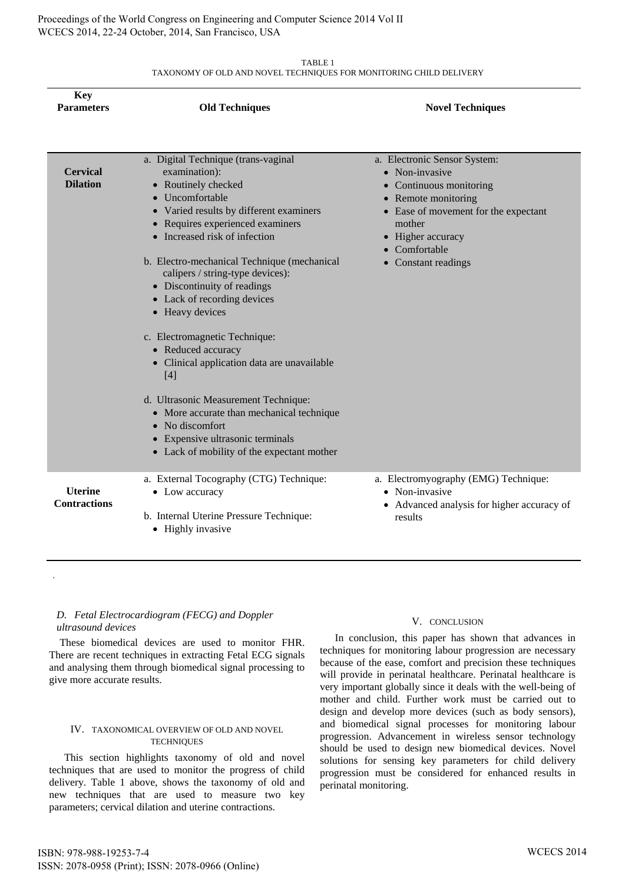TABLE 1
TAXONOMY OF OLD AND NOVEL TECHNIQUES FOR MONITORING CHILD DELIVERY

| Key Parameters | Old Techniques | Novel Techniques |
| --- | --- | --- |
| **Cervical Dilation** | a. Digital Technique (trans-vaginal examination): <br>• Routinely checked <br>• Uncomfortable <br>• Varied results by different examiners <br>• Requires experienced examiners <br>• Increased risk of infection <br><br>b. Electro-mechanical Technique (mechanical calipers / string-type devices): <br>• Discontinuity of readings <br>• Lack of recording devices <br>• Heavy devices <br><br>c. Electromagnetic Technique: <br>• Reduced accuracy <br>• Clinical application data are unavailable [4] <br><br>d. Ultrasonic Measurement Technique: <br>• More accurate than mechanical technique <br>• No discomfort <br>• Expensive ultrasonic terminals <br>• Lack of mobility of the expectant mother | a. Electronic Sensor System: <br>• Non-invasive <br>• Continuous monitoring <br>• Remote monitoring <br>• Ease of movement for the expectant mother <br>• Higher accuracy <br>• Comfortable <br>• Constant readings |
| **Uterine Contractions** | a. External Tocography (CTG) Technique: <br>• Low accuracy <br><br>b. Internal Uterine Pressure Technique: <br>• Highly invasive | a. Electromyography (EMG) Technique: <br>• Non-invasive <br>• Advanced analysis for higher accuracy of results |

### *D. Fetal Electrocardiogram (FECG) and Doppler ultrasound devices*

These biomedical devices are used to monitor FHR. There are recent techniques in extracting Fetal ECG signals and analysing them through biomedical signal processing to give more accurate results.

## IV. TAXONOMICAL OVERVIEW OF OLD AND NOVEL TECHNIQUES

This section highlights taxonomy of old and novel techniques that are used to monitor the progress of child delivery. Table 1 above, shows the taxonomy of old and new techniques that are used to measure two key parameters; cervical dilation and uterine contractions.

## V. CONCLUSION

In conclusion, this paper has shown that advances in techniques for monitoring labour progression are necessary because of the ease, comfort and precision these techniques will provide in perinatal healthcare. Perinatal healthcare is very important globally since it deals with the well-being of mother and child. Further work must be carried out to design and develop more devices (such as body sensors), and biomedical signal processes for monitoring labour progression. Advancement in wireless sensor technology should be used to design new biomedical devices. Novel solutions for sensing key parameters for child delivery progression must be considered for enhanced results in perinatal monitoring.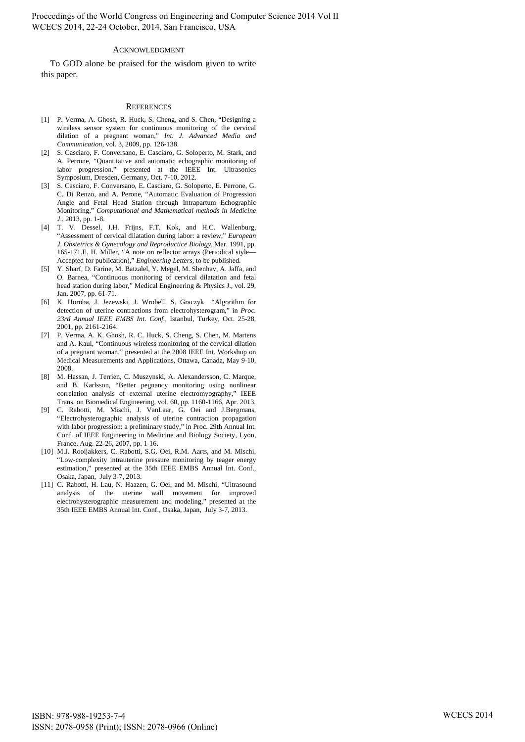## Acknowledgment

To GOD alone be praised for the wisdom given to write this paper.

## References

[1] P. Verma, A. Ghosh, R. Huck, S. Cheng, and S. Chen, "Designing a wireless sensor system for continuous monitoring of the cervical dilation of a pregnant woman," *Int. J. Advanced Media and Communication*, vol. 3, 2009, pp. 126-138.

[2] S. Casciaro, F. Conversano, E. Casciaro, G. Soloperto, M. Stark, and A. Perrone, "Quantitative and automatic echographic monitoring of labor progression," presented at the IEEE Int. Ultrasonics Symposium, Dresden, Germany, Oct. 7-10, 2012.

[3] S. Casciaro, F. Conversano, E. Casciaro, G. Soloperto, E. Perrone, G. C. Di Renzo, and A. Perone, "Automatic Evaluation of Progression Angle and Fetal Head Station through Intrapartum Echographic Monitoring," *Computational and Mathematical methods in Medicine J.*, 2013, pp. 1-8.

[4] T. V. Dessel, J.H. Frijns, F.T. Kok, and H.C. Wallenburg, "Assessment of cervical dilatation during labor: a review," *European J. Obstetrics & Gynecology and Reproductice Biology*, Mar. 1991, pp. 165-171.E. H. Miller, "A note on reflector arrays (Periodical style—Accepted for publication)," *Engineering Letters*, to be published.

[5] Y. Sharf, D. Farine, M. Batzalel, Y. Megel, M. Shenhav, A. Jaffa, and O. Barnea, "Continuous monitoring of cervical dilatation and fetal head station during labor," Medical Engineering & Physics J., vol. 29, Jan. 2007, pp. 61-71.

[6] K. Horoba, J. Jezewski, J. Wrobell, S. Graczyk "Algorithm for detection of uterine contractions from electrohysterogram," in *Proc. 23rd Annual IEEE EMBS Int. Conf.*, Istanbul, Turkey, Oct. 25-28, 2001, pp. 2161-2164.

[7] P. Verma, A. K. Ghosh, R. C. Huck, S. Cheng, S. Chen, M. Martens and A. Kaul, "Continuous wireless monitoring of the cervical dilation of a pregnant woman," presented at the 2008 IEEE Int. Workshop on Medical Measurements and Applications, Ottawa, Canada, May 9-10, 2008.

[8] M. Hassan, J. Terrien, C. Muszynski, A. Alexandersson, C. Marque, and B. Karlsson, "Better pegnancy monitoring using nonlinear correlation analysis of external uterine electromyography," IEEE Trans. on Biomedical Engineering, vol. 60, pp. 1160-1166, Apr. 2013.

[9] C. Rabotti, M. Mischi, J. VanLaar, G. Oei and J.Bergmans, "Electrohysterographic analysis of uterine contraction propagation with labor progression: a preliminary study," in Proc. 29th Annual Int. Conf. of IEEE Engineering in Medicine and Biology Society, Lyon, France, Aug. 22-26, 2007, pp. 1-16.

[10] M.J. Rooijakkers, C. Rabotti, S.G. Oei, R.M. Aarts, and M. Mischi, "Low-complexity intrauterine pressure monitoring by teager energy estimation," presented at the 35th IEEE EMBS Annual Int. Conf., Osaka, Japan, July 3-7, 2013.

[11] C. Rabotti, H. Lau, N. Haazen, G. Oei, and M. Mischi, "Ultrasound analysis of the uterine wall movement for improved electrohysterographic measurement and modeling," presented at the 35th IEEE EMBS Annual Int. Conf., Osaka, Japan, July 3-7, 2013.